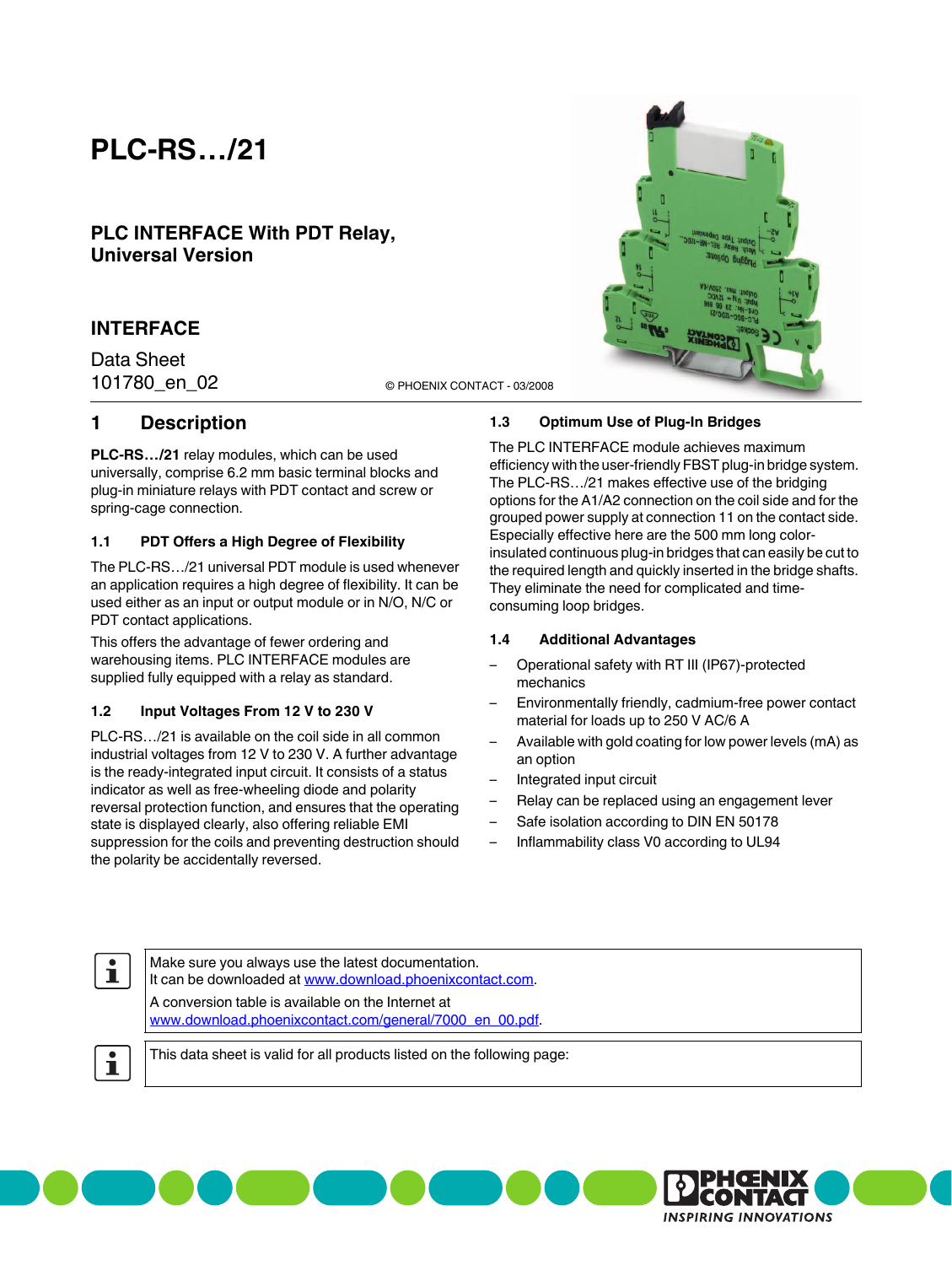# PLC-RS…/21

## PLC INTERFACE With PDT Relay, Universal Version

## INTERFACE

Data Sheet
101780_en_02

© PHOENIX CONTACT - 03/2008

## 1 Description

**PLC-RS…/21** relay modules, which can be used universally, comprise 6.2 mm basic terminal blocks and plug-in miniature relays with PDT contact and screw or spring-cage connection.

### 1.1 PDT Offers a High Degree of Flexibility

The PLC-RS…/21 universal PDT module is used whenever an application requires a high degree of flexibility. It can be used either as an input or output module or in N/O, N/C or PDT contact applications.

This offers the advantage of fewer ordering and warehousing items. PLC INTERFACE modules are supplied fully equipped with a relay as standard.

### 1.2 Input Voltages From 12 V to 230 V

PLC-RS…/21 is available on the coil side in all common industrial voltages from 12 V to 230 V. A further advantage is the ready-integrated input circuit. It consists of a status indicator as well as free-wheeling diode and polarity reversal protection function, and ensures that the operating state is displayed clearly, also offering reliable EMI suppression for the coils and preventing destruction should the polarity be accidentally reversed.

### 1.3 Optimum Use of Plug-In Bridges

The PLC INTERFACE module achieves maximum efficiency with the user-friendly FBST plug-in bridge system. The PLC-RS…/21 makes effective use of the bridging options for the A1/A2 connection on the coil side and for the grouped power supply at connection 11 on the contact side. Especially effective here are the 500 mm long color-insulated continuous plug-in bridges that can easily be cut to the required length and quickly inserted in the bridge shafts. They eliminate the need for complicated and time-consuming loop bridges.

### 1.4 Additional Advantages

- Operational safety with RT III (IP67)-protected mechanics
- Environmentally friendly, cadmium-free power contact material for loads up to 250 V AC/6 A
- Available with gold coating for low power levels (mA) as an option
- Integrated input circuit
- Relay can be replaced using an engagement lever
- Safe isolation according to DIN EN 50178
- Inflammability class V0 according to UL94

Make sure you always use the latest documentation.
It can be downloaded at www.download.phoenixcontact.com.

A conversion table is available on the Internet at www.download.phoenixcontact.com/general/7000_en_00.pdf.

This data sheet is valid for all products listed on the following page: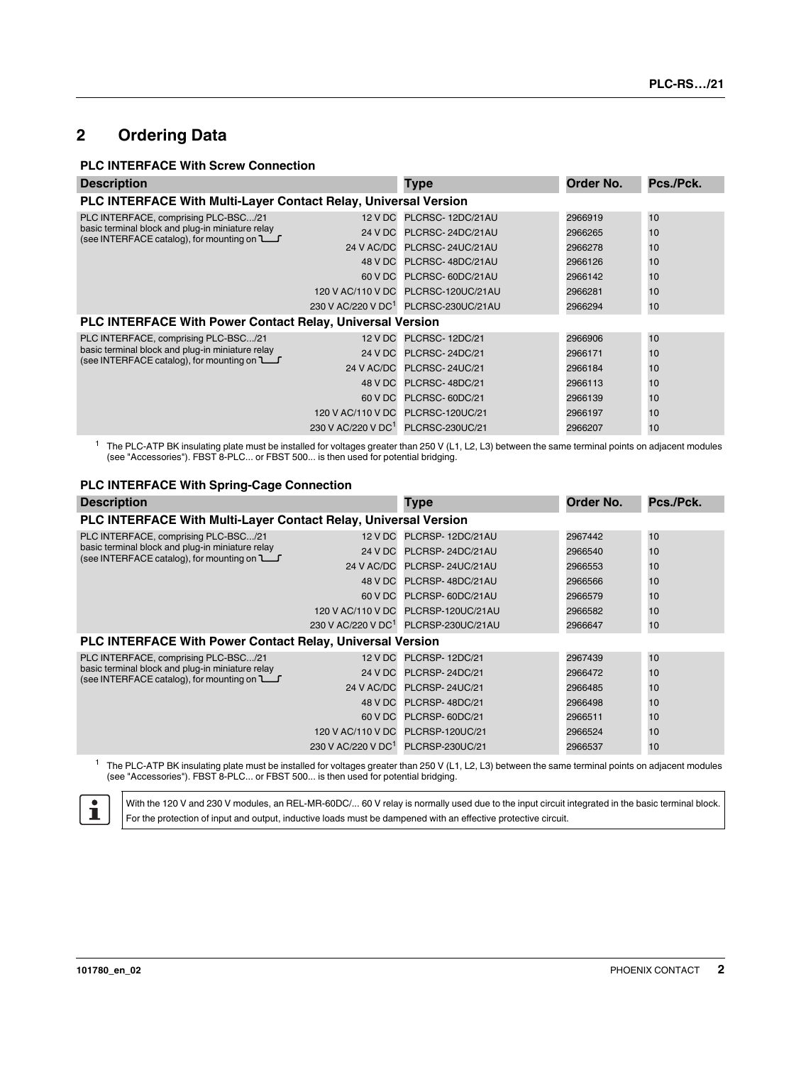## 2 Ordering Data

### PLC INTERFACE With Screw Connection

| Description | | Type | Order No. | Pcs./Pck. |
|---|---|---|---|---|
| **PLC INTERFACE With Multi-Layer Contact Relay, Universal Version** | | | | |
| PLC INTERFACE, comprising PLC-BSC.../21 basic terminal block and plug-in miniature relay (see INTERFACE catalog), for mounting on ⊔ | 12 V DC | PLCRSC- 12DC/21AU | 2966919 | 10 |
| | 24 V DC | PLCRSC- 24DC/21AU | 2966265 | 10 |
| | 24 V AC/DC | PLCRSC- 24UC/21AU | 2966278 | 10 |
| | 48 V DC | PLCRSC- 48DC/21AU | 2966126 | 10 |
| | 60 V DC | PLCRSC- 60DC/21AU | 2966142 | 10 |
| | 120 V AC/110 V DC | PLCRSC-120UC/21AU | 2966281 | 10 |
| | 230 V AC/220 V DC[1] | PLCRSC-230UC/21AU | 2966294 | 10 |
| **PLC INTERFACE With Power Contact Relay, Universal Version** | | | | |
| PLC INTERFACE, comprising PLC-BSC.../21 basic terminal block and plug-in miniature relay (see INTERFACE catalog), for mounting on ⊔ | 12 V DC | PLCRSC- 12DC/21 | 2966906 | 10 |
| | 24 V DC | PLCRSC- 24DC/21 | 2966171 | 10 |
| | 24 V AC/DC | PLCRSC- 24UC/21 | 2966184 | 10 |
| | 48 V DC | PLCRSC- 48DC/21 | 2966113 | 10 |
| | 60 V DC | PLCRSC- 60DC/21 | 2966139 | 10 |
| | 120 V AC/110 V DC | PLCRSC-120UC/21 | 2966197 | 10 |
| | 230 V AC/220 V DC[1] | PLCRSC-230UC/21 | 2966207 | 10 |

[1] The PLC-ATP BK insulating plate must be installed for voltages greater than 250 V (L1, L2, L3) between the same terminal points on adjacent modules (see "Accessories"). FBST 8-PLC... or FBST 500... is then used for potential bridging.

### PLC INTERFACE With Spring-Cage Connection

| Description | | Type | Order No. | Pcs./Pck. |
|---|---|---|---|---|
| **PLC INTERFACE With Multi-Layer Contact Relay, Universal Version** | | | | |
| PLC INTERFACE, comprising PLC-BSC.../21 basic terminal block and plug-in miniature relay (see INTERFACE catalog), for mounting on ⊔ | 12 V DC | PLCRSP- 12DC/21AU | 2967442 | 10 |
| | 24 V DC | PLCRSP- 24DC/21AU | 2966540 | 10 |
| | 24 V AC/DC | PLCRSP- 24UC/21AU | 2966553 | 10 |
| | 48 V DC | PLCRSP- 48DC/21AU | 2966566 | 10 |
| | 60 V DC | PLCRSP- 60DC/21AU | 2966579 | 10 |
| | 120 V AC/110 V DC | PLCRSP-120UC/21AU | 2966582 | 10 |
| | 230 V AC/220 V DC[1] | PLCRSP-230UC/21AU | 2966647 | 10 |
| **PLC INTERFACE With Power Contact Relay, Universal Version** | | | | |
| PLC INTERFACE, comprising PLC-BSC.../21 basic terminal block and plug-in miniature relay (see INTERFACE catalog), for mounting on ⊔ | 12 V DC | PLCRSP- 12DC/21 | 2967439 | 10 |
| | 24 V DC | PLCRSP- 24DC/21 | 2966472 | 10 |
| | 24 V AC/DC | PLCRSP- 24UC/21 | 2966485 | 10 |
| | 48 V DC | PLCRSP- 48DC/21 | 2966498 | 10 |
| | 60 V DC | PLCRSP- 60DC/21 | 2966511 | 10 |
| | 120 V AC/110 V DC | PLCRSP-120UC/21 | 2966524 | 10 |
| | 230 V AC/220 V DC[1] | PLCRSP-230UC/21 | 2966537 | 10 |

[1] The PLC-ATP BK insulating plate must be installed for voltages greater than 250 V (L1, L2, L3) between the same terminal points on adjacent modules (see "Accessories"). FBST 8-PLC... or FBST 500... is then used for potential bridging.

> With the 120 V and 230 V modules, an REL-MR-60DC/... 60 V relay is normally used due to the input circuit integrated in the basic terminal block.
> For the protection of input and output, inductive loads must be dampened with an effective protective circuit.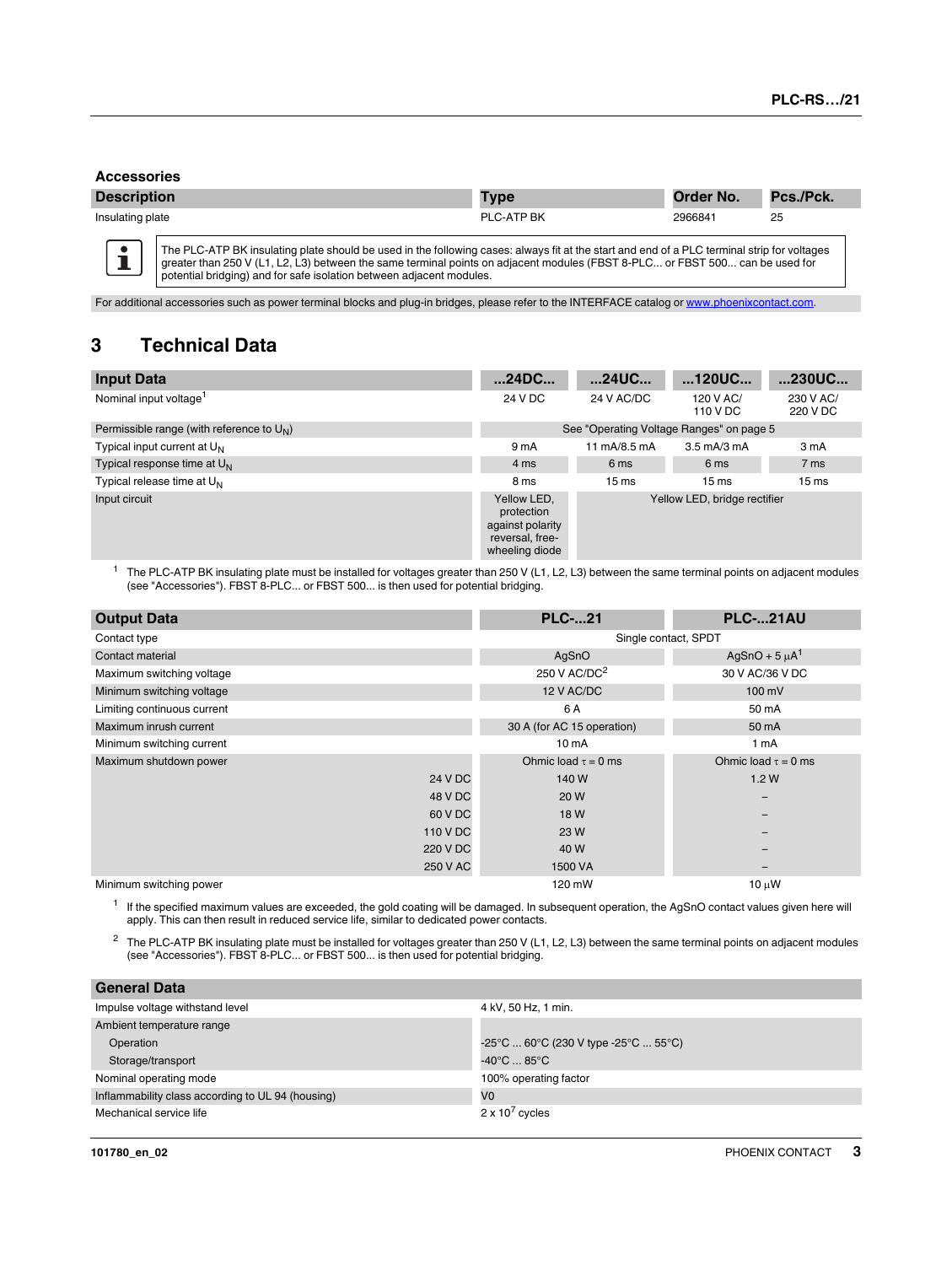## Accessories

| Description | Type | Order No. | Pcs./Pck. |
|---|---|---|---|
| Insulating plate | PLC-ATP BK | 2966841 | 25 |

The PLC-ATP BK insulating plate should be used in the following cases: always fit at the start and end of a PLC terminal strip for voltages greater than 250 V (L1, L2, L3) between the same terminal points on adjacent modules (FBST 8-PLC... or FBST 500... can be used for potential bridging) and for safe isolation between adjacent modules.

For additional accessories such as power terminal blocks and plug-in bridges, please refer to the INTERFACE catalog or www.phoenixcontact.com.

# 3 Technical Data

| Input Data | ...24DC... | ...24UC... | ...120UC... | ...230UC... |
|---|---|---|---|---|
| Nominal input voltage[1] | 24 V DC | 24 V AC/DC | 120 V AC/ 110 V DC | 230 V AC/ 220 V DC |
| Permissible range (with reference to $U_N$) | See "Operating Voltage Ranges" on page 5 | | | |
| Typical input current at $U_N$ | 9 mA | 11 mA/8.5 mA | 3.5 mA/3 mA | 3 mA |
| Typical response time at $U_N$ | 4 ms | 6 ms | 6 ms | 7 ms |
| Typical release time at $U_N$ | 8 ms | 15 ms | 15 ms | 15 ms |
| Input circuit | Yellow LED, protection against polarity reversal, free-wheeling diode | Yellow LED, bridge rectifier | | |

[1] The PLC-ATP BK insulating plate must be installed for voltages greater than 250 V (L1, L2, L3) between the same terminal points on adjacent modules (see "Accessories"). FBST 8-PLC... or FBST 500... is then used for potential bridging.

| Output Data | | PLC-...21 | PLC-...21AU |
|---|---|---|---|
| Contact type | | Single contact, SPDT | |
| Contact material | | AgSnO | AgSnO + 5 µA[1] |
| Maximum switching voltage | | 250 V AC/DC[2] | 30 V AC/36 V DC |
| Minimum switching voltage | | 12 V AC/DC | 100 mV |
| Limiting continuous current | | 6 A | 50 mA |
| Maximum inrush current | | 30 A (for AC 15 operation) | 50 mA |
| Minimum switching current | | 10 mA | 1 mA |
| Maximum shutdown power | | Ohmic load $\tau$ = 0 ms | Ohmic load $\tau$ = 0 ms |
| | 24 V DC | 140 W | 1.2 W |
| | 48 V DC | 20 W | – |
| | 60 V DC | 18 W | – |
| | 110 V DC | 23 W | – |
| | 220 V DC | 40 W | – |
| | 250 V AC | 1500 VA | – |
| Minimum switching power | | 120 mW | 10 µW |

[1] If the specified maximum values are exceeded, the gold coating will be damaged. In subsequent operation, the AgSnO contact values given here will apply. This can then result in reduced service life, similar to dedicated power contacts.

[2] The PLC-ATP BK insulating plate must be installed for voltages greater than 250 V (L1, L2, L3) between the same terminal points on adjacent modules (see "Accessories"). FBST 8-PLC... or FBST 500... is then used for potential bridging.

| General Data | |
|---|---|
| Impulse voltage withstand level | 4 kV, 50 Hz, 1 min. |
| Ambient temperature range | |
| Operation | -25°C ... 60°C (230 V type -25°C ... 55°C) |
| Storage/transport | -40°C ... 85°C |
| Nominal operating mode | 100% operating factor |
| Inflammability class according to UL 94 (housing) | V0 |
| Mechanical service life | 2 x $10^7$ cycles |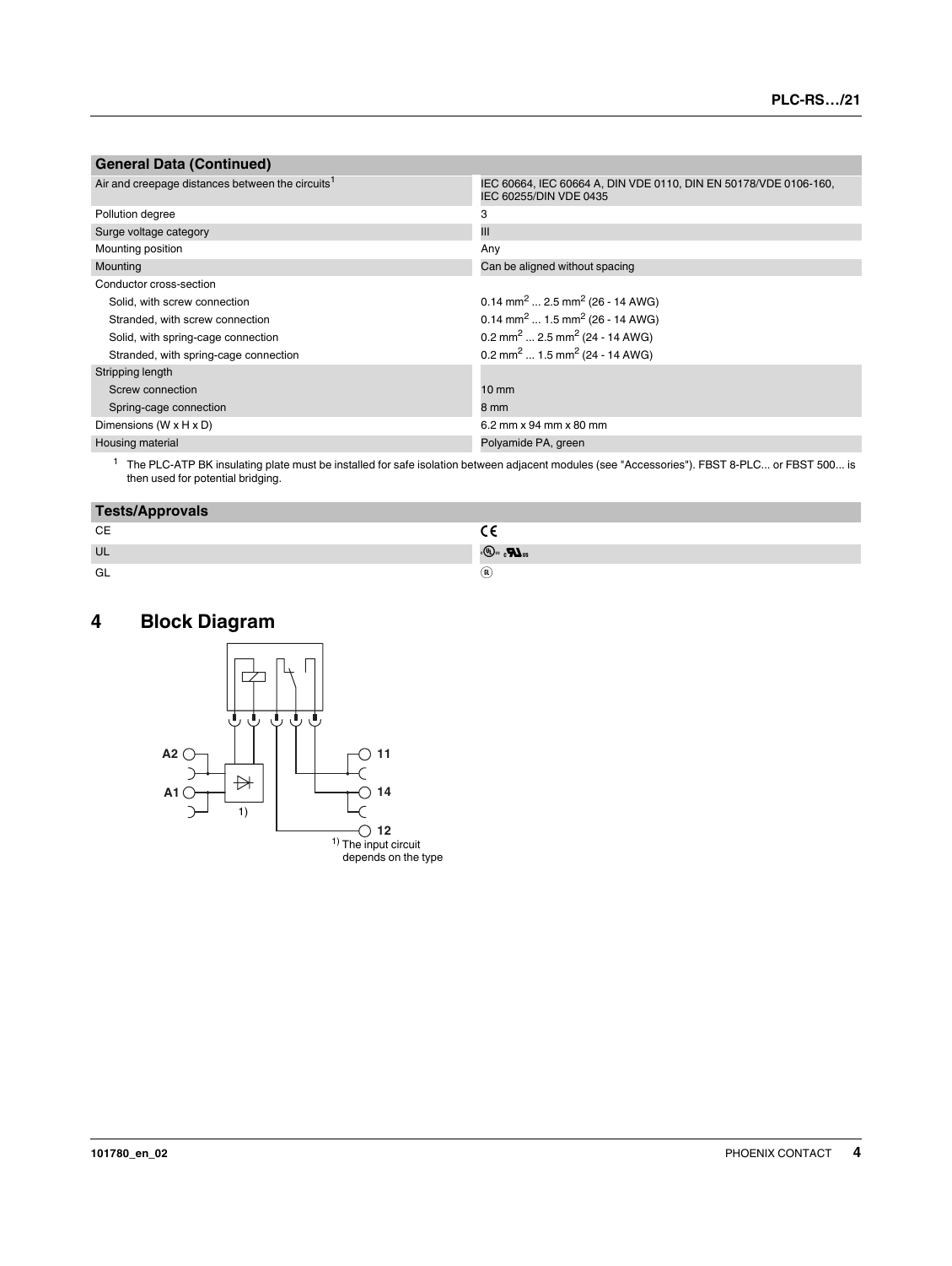| General Data (Continued) | |
|---|---|
| Air and creepage distances between the circuits[1] | IEC 60664, IEC 60664 A, DIN VDE 0110, DIN EN 50178/VDE 0106-160, IEC 60255/DIN VDE 0435 |
| Pollution degree | 3 |
| Surge voltage category | III |
| Mounting position | Any |
| Mounting | Can be aligned without spacing |
| Conductor cross-section | |
| Solid, with screw connection | $0.14\ mm^2$ ... $2.5\ mm^2$ (26 - 14 AWG) |
| Stranded, with screw connection | $0.14\ mm^2$ ... $1.5\ mm^2$ (26 - 14 AWG) |
| Solid, with spring-cage connection | $0.2\ mm^2$ ... $2.5\ mm^2$ (24 - 14 AWG) |
| Stranded, with spring-cage connection | $0.2\ mm^2$ ... $1.5\ mm^2$ (24 - 14 AWG) |
| Stripping length | |
| Screw connection | 10 mm |
| Spring-cage connection | 8 mm |
| Dimensions (W x H x D) | 6.2 mm x 94 mm x 80 mm |
| Housing material | Polyamide PA, green |

[1] The PLC-ATP BK insulating plate must be installed for safe isolation between adjacent modules (see "Accessories"). FBST 8-PLC... or FBST 500... is then used for potential bridging.

| Tests/Approvals | |
|---|---|
| CE | CE |
| UL | cULus |
| GL | GL |

## 4 Block Diagram

A2, A1, 11, 14, 12

1) The input circuit depends on the type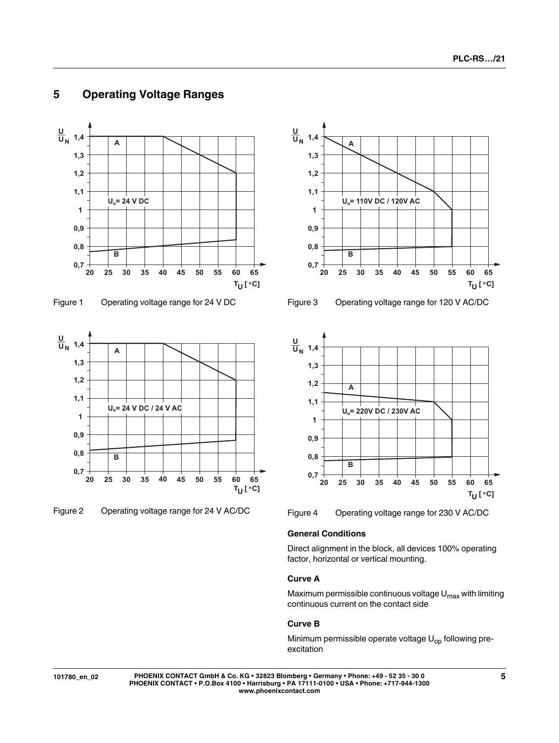# 5 Operating Voltage Ranges

$\frac{U}{U_N}$

1,4
1,3
1,2
1,1
1
0,9
0,8
0,7

A

B

$U_N$= 24 V DC

20 25 30 35 40 45 50 55 60 65

$T_U$ [°C]

Figure 1 Operating voltage range for 24 V DC

$\frac{U}{U_N}$

1,4
1,3
1,2
1,1
1
0,9
0,8
0,7

A

B

$U_N$= 24 V DC / 24 V AC

20 25 30 35 40 45 50 55 60 65

$T_U$ [°C]

Figure 2 Operating voltage range for 24 V AC/DC

$\frac{U}{U_N}$

1,4
1,3
1,2
1,1
1
0,9
0,8
0,7

A

B

$U_N$= 110V DC / 120V AC

20 25 30 35 40 45 50 55 60 65

$T_U$ [°C]

Figure 3 Operating voltage range for 120 V AC/DC

$\frac{U}{U_N}$

1,4
1,3
1,2
1,1
1
0,9
0,8
0,7

A

B

$U_N$= 220V DC / 230V AC

20 25 30 35 40 45 50 55 60 65

$T_U$ [°C]

Figure 4 Operating voltage range for 230 V AC/DC

**General Conditions**

Direct alignment in the block, all devices 100% operating factor, horizontal or vertical mounting.

**Curve A**

Maximum permissible continuous voltage $U_{max}$ with limiting continuous current on the contact side

**Curve B**

Minimum permissible operate voltage $U_{op}$ following pre-excitation